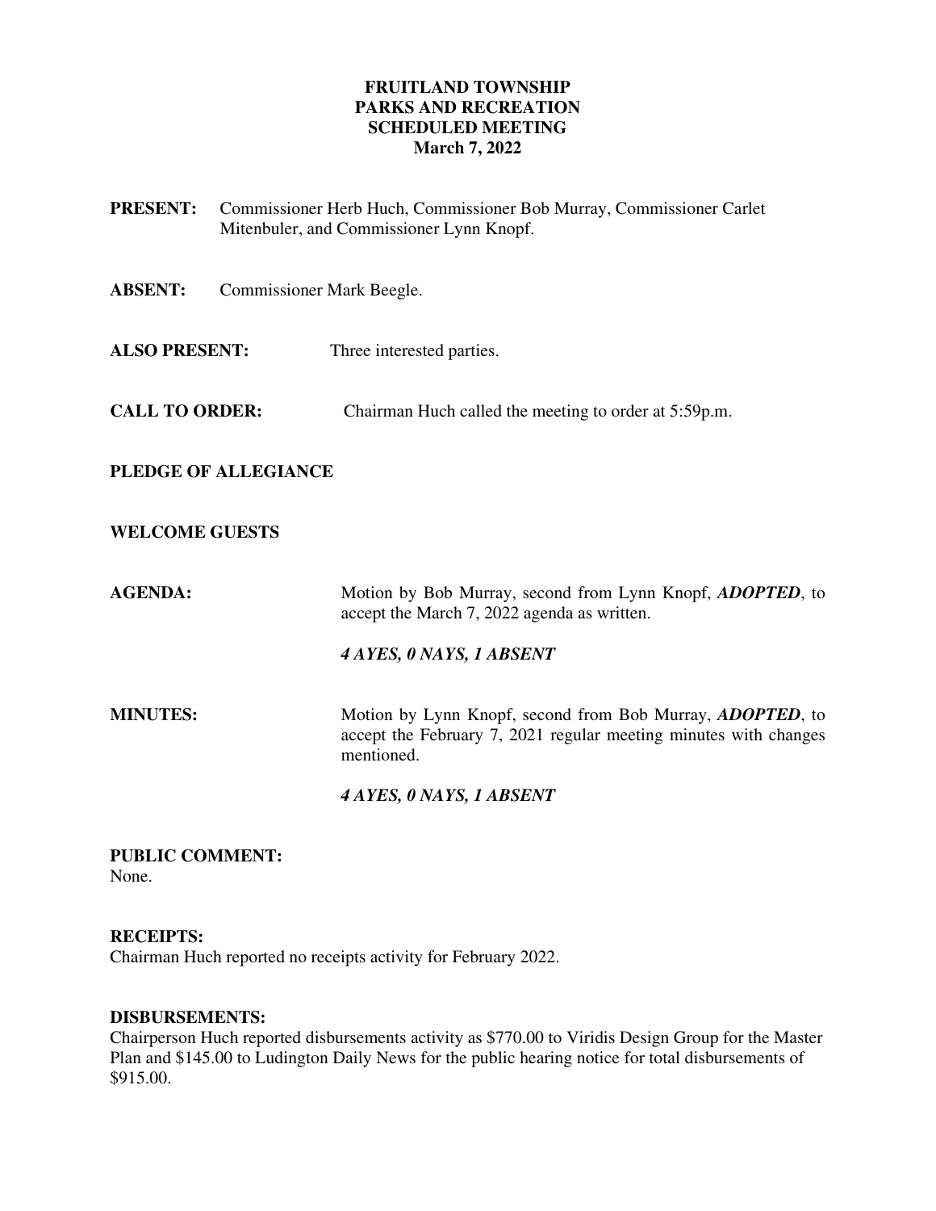**FRUITLAND TOWNSHIP**
**PARKS AND RECREATION**
**SCHEDULED MEETING**
**March 7, 2022**

**PRESENT:** Commissioner Herb Huch, Commissioner Bob Murray, Commissioner Carlet Mitenbuler, and Commissioner Lynn Knopf.

**ABSENT:** Commissioner Mark Beegle.

**ALSO PRESENT:** Three interested parties.

**CALL TO ORDER:** Chairman Huch called the meeting to order at 5:59p.m.

**PLEDGE OF ALLEGIANCE**

**WELCOME GUESTS**

**AGENDA:** Motion by Bob Murray, second from Lynn Knopf, ***ADOPTED***, to accept the March 7, 2022 agenda as written.

***4 AYES, 0 NAYS, 1 ABSENT***

**MINUTES:** Motion by Lynn Knopf, second from Bob Murray, ***ADOPTED***, to accept the February 7, 2021 regular meeting minutes with changes mentioned.

***4 AYES, 0 NAYS, 1 ABSENT***

**PUBLIC COMMENT:**
None.

**RECEIPTS:**
Chairman Huch reported no receipts activity for February 2022.

**DISBURSEMENTS:**
Chairperson Huch reported disbursements activity as $770.00 to Viridis Design Group for the Master Plan and $145.00 to Ludington Daily News for the public hearing notice for total disbursements of $915.00.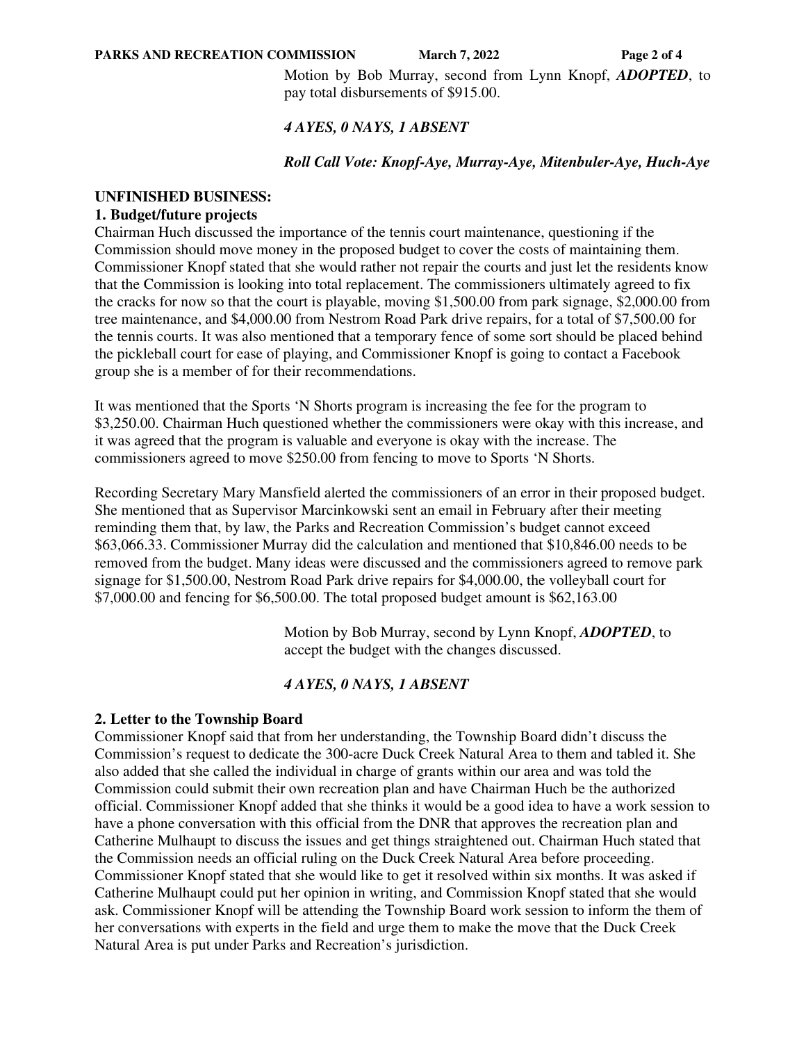Motion by Bob Murray, second from Lynn Knopf, ***ADOPTED***, to pay total disbursements of $915.00.

***4 AYES, 0 NAYS, 1 ABSENT***

***Roll Call Vote: Knopf-Aye, Murray-Aye, Mitenbuler-Aye, Huch-Aye***

**UNFINISHED BUSINESS:**

**1. Budget/future projects**

Chairman Huch discussed the importance of the tennis court maintenance, questioning if the Commission should move money in the proposed budget to cover the costs of maintaining them. Commissioner Knopf stated that she would rather not repair the courts and just let the residents know that the Commission is looking into total replacement. The commissioners ultimately agreed to fix the cracks for now so that the court is playable, moving $1,500.00 from park signage, $2,000.00 from tree maintenance, and $4,000.00 from Nestrom Road Park drive repairs, for a total of $7,500.00 for the tennis courts. It was also mentioned that a temporary fence of some sort should be placed behind the pickleball court for ease of playing, and Commissioner Knopf is going to contact a Facebook group she is a member of for their recommendations.

It was mentioned that the Sports 'N Shorts program is increasing the fee for the program to $3,250.00. Chairman Huch questioned whether the commissioners were okay with this increase, and it was agreed that the program is valuable and everyone is okay with the increase. The commissioners agreed to move $250.00 from fencing to move to Sports 'N Shorts.

Recording Secretary Mary Mansfield alerted the commissioners of an error in their proposed budget. She mentioned that as Supervisor Marcinkowski sent an email in February after their meeting reminding them that, by law, the Parks and Recreation Commission's budget cannot exceed $63,066.33. Commissioner Murray did the calculation and mentioned that $10,846.00 needs to be removed from the budget. Many ideas were discussed and the commissioners agreed to remove park signage for $1,500.00, Nestrom Road Park drive repairs for $4,000.00, the volleyball court for $7,000.00 and fencing for $6,500.00. The total proposed budget amount is $62,163.00

Motion by Bob Murray, second by Lynn Knopf, ***ADOPTED***, to accept the budget with the changes discussed.

***4 AYES, 0 NAYS, 1 ABSENT***

**2. Letter to the Township Board**

Commissioner Knopf said that from her understanding, the Township Board didn't discuss the Commission's request to dedicate the 300-acre Duck Creek Natural Area to them and tabled it. She also added that she called the individual in charge of grants within our area and was told the Commission could submit their own recreation plan and have Chairman Huch be the authorized official. Commissioner Knopf added that she thinks it would be a good idea to have a work session to have a phone conversation with this official from the DNR that approves the recreation plan and Catherine Mulhaupt to discuss the issues and get things straightened out. Chairman Huch stated that the Commission needs an official ruling on the Duck Creek Natural Area before proceeding. Commissioner Knopf stated that she would like to get it resolved within six months. It was asked if Catherine Mulhaupt could put her opinion in writing, and Commission Knopf stated that she would ask. Commissioner Knopf will be attending the Township Board work session to inform the them of her conversations with experts in the field and urge them to make the move that the Duck Creek Natural Area is put under Parks and Recreation's jurisdiction.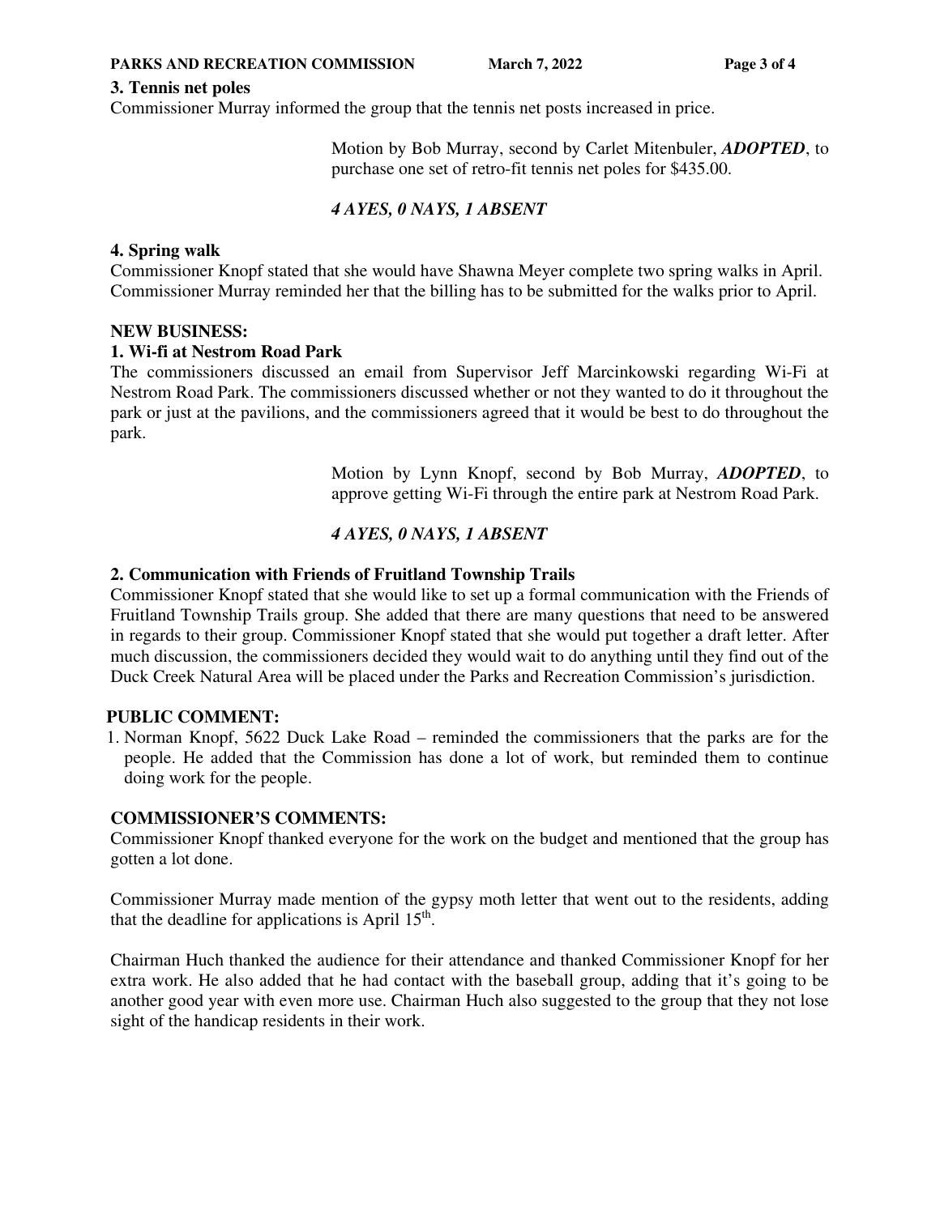### 3. Tennis net poles

Commissioner Murray informed the group that the tennis net posts increased in price.

> Motion by Bob Murray, second by Carlet Mitenbuler, ***ADOPTED***, to purchase one set of retro-fit tennis net poles for $435.00.
>
> ***4 AYES, 0 NAYS, 1 ABSENT***

### 4. Spring walk

Commissioner Knopf stated that she would have Shawna Meyer complete two spring walks in April. Commissioner Murray reminded her that the billing has to be submitted for the walks prior to April.

## NEW BUSINESS:

### 1. Wi-fi at Nestrom Road Park

The commissioners discussed an email from Supervisor Jeff Marcinkowski regarding Wi-Fi at Nestrom Road Park. The commissioners discussed whether or not they wanted to do it throughout the park or just at the pavilions, and the commissioners agreed that it would be best to do throughout the park.

> Motion by Lynn Knopf, second by Bob Murray, ***ADOPTED***, to approve getting Wi-Fi through the entire park at Nestrom Road Park.
>
> ***4 AYES, 0 NAYS, 1 ABSENT***

### 2. Communication with Friends of Fruitland Township Trails

Commissioner Knopf stated that she would like to set up a formal communication with the Friends of Fruitland Township Trails group. She added that there are many questions that need to be answered in regards to their group. Commissioner Knopf stated that she would put together a draft letter. After much discussion, the commissioners decided they would wait to do anything until they find out of the Duck Creek Natural Area will be placed under the Parks and Recreation Commission's jurisdiction.

## PUBLIC COMMENT:

1. Norman Knopf, 5622 Duck Lake Road – reminded the commissioners that the parks are for the people. He added that the Commission has done a lot of work, but reminded them to continue doing work for the people.

## COMMISSIONER'S COMMENTS:

Commissioner Knopf thanked everyone for the work on the budget and mentioned that the group has gotten a lot done.

Commissioner Murray made mention of the gypsy moth letter that went out to the residents, adding that the deadline for applications is April 15th.

Chairman Huch thanked the audience for their attendance and thanked Commissioner Knopf for her extra work. He also added that he had contact with the baseball group, adding that it's going to be another good year with even more use. Chairman Huch also suggested to the group that they not lose sight of the handicap residents in their work.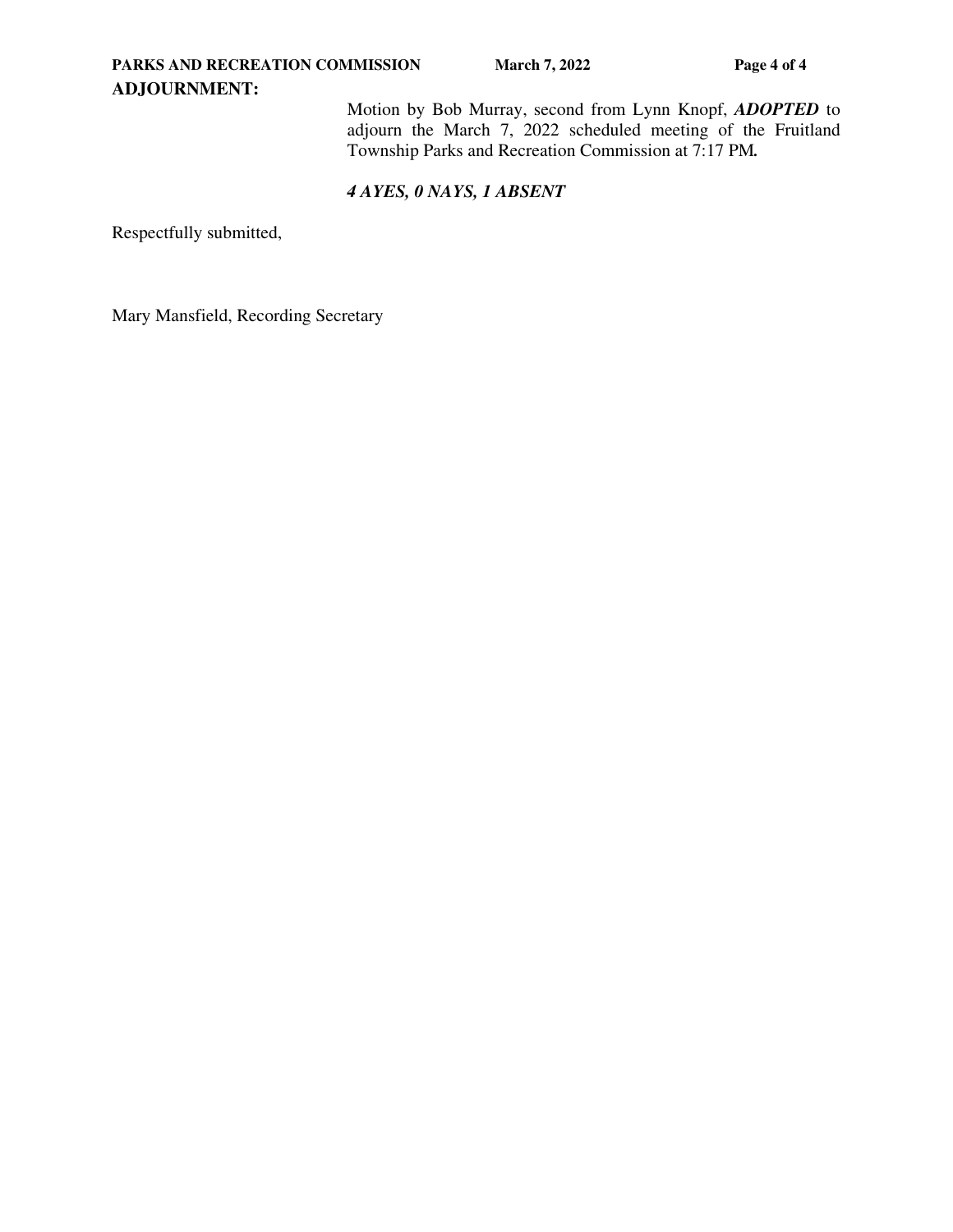**ADJOURNMENT:**

Motion by Bob Murray, second from Lynn Knopf, ***ADOPTED*** to adjourn the March 7, 2022 scheduled meeting of the Fruitland Township Parks and Recreation Commission at 7:17 PM.

***4 AYES, 0 NAYS, 1 ABSENT***

Respectfully submitted,

Mary Mansfield, Recording Secretary